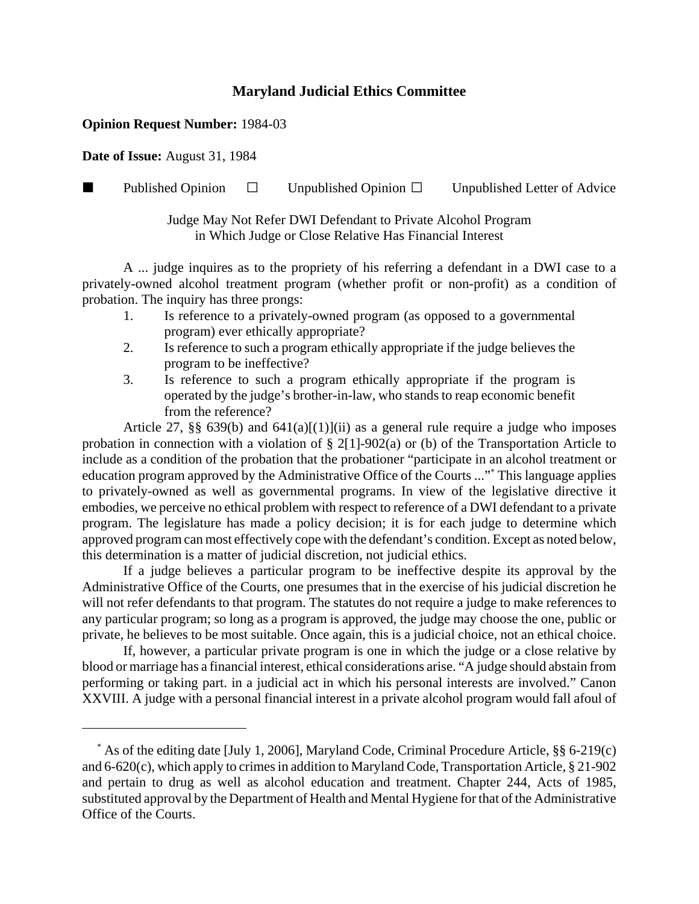# Maryland Judicial Ethics Committee

**Opinion Request Number:** 1984-03

**Date of Issue:** August 31, 1984

■ Published Opinion ☐ Unpublished Opinion ☐ Unpublished Letter of Advice

Judge May Not Refer DWI Defendant to Private Alcohol Program in Which Judge or Close Relative Has Financial Interest

A ... judge inquires as to the propriety of his referring a defendant in a DWI case to a privately-owned alcohol treatment program (whether profit or non-profit) as a condition of probation. The inquiry has three prongs:

1. Is reference to a privately-owned program (as opposed to a governmental program) ever ethically appropriate?
2. Is reference to such a program ethically appropriate if the judge believes the program to be ineffective?
3. Is reference to such a program ethically appropriate if the program is operated by the judge's brother-in-law, who stands to reap economic benefit from the reference?

Article 27, §§ 639(b) and 641(a)[(1)](ii) as a general rule require a judge who imposes probation in connection with a violation of § 2[1]-902(a) or (b) of the Transportation Article to include as a condition of the probation that the probationer "participate in an alcohol treatment or education program approved by the Administrative Office of the Courts ..."[*] This language applies to privately-owned as well as governmental programs. In view of the legislative directive it embodies, we perceive no ethical problem with respect to reference of a DWI defendant to a private program. The legislature has made a policy decision; it is for each judge to determine which approved program can most effectively cope with the defendant's condition. Except as noted below, this determination is a matter of judicial discretion, not judicial ethics.

If a judge believes a particular program to be ineffective despite its approval by the Administrative Office of the Courts, one presumes that in the exercise of his judicial discretion he will not refer defendants to that program. The statutes do not require a judge to make references to any particular program; so long as a program is approved, the judge may choose the one, public or private, he believes to be most suitable. Once again, this is a judicial choice, not an ethical choice.

If, however, a particular private program is one in which the judge or a close relative by blood or marriage has a financial interest, ethical considerations arise. "A judge should abstain from performing or taking part. in a judicial act in which his personal interests are involved." Canon XXVIII. A judge with a personal financial interest in a private alcohol program would fall afoul of

---

[*] As of the editing date [July 1, 2006], Maryland Code, Criminal Procedure Article, §§ 6-219(c) and 6-620(c), which apply to crimes in addition to Maryland Code, Transportation Article, § 21-902 and pertain to drug as well as alcohol education and treatment. Chapter 244, Acts of 1985, substituted approval by the Department of Health and Mental Hygiene for that of the Administrative Office of the Courts.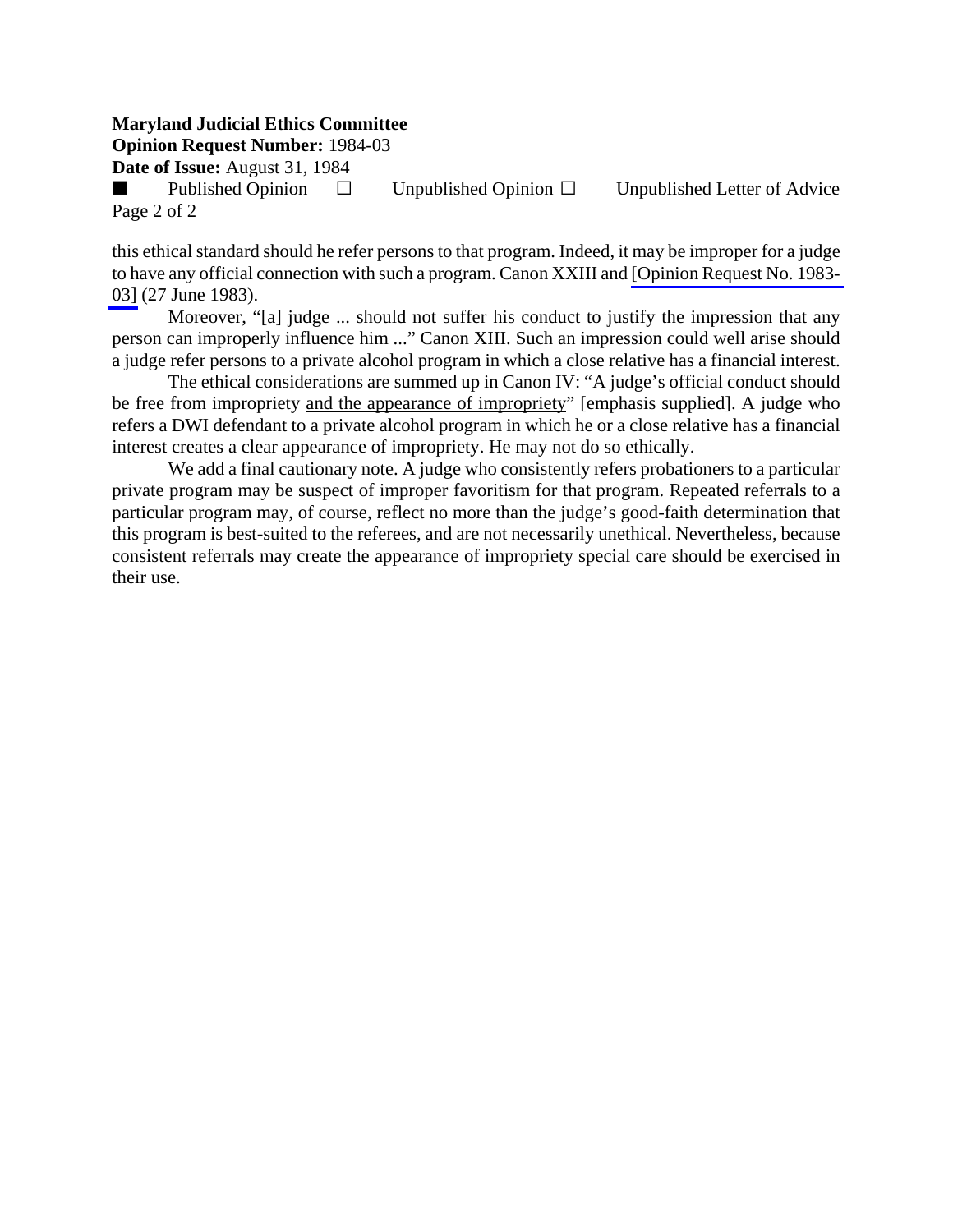this ethical standard should he refer persons to that program. Indeed, it may be improper for a judge to have any official connection with such a program. Canon XXIII and [Opinion Request No. 1983-03] (27 June 1983).

Moreover, "[a] judge ... should not suffer his conduct to justify the impression that any person can improperly influence him ..." Canon XIII. Such an impression could well arise should a judge refer persons to a private alcohol program in which a close relative has a financial interest.

The ethical considerations are summed up in Canon IV: "A judge's official conduct should be free from impropriety <u>and the appearance of impropriety</u>" [emphasis supplied]. A judge who refers a DWI defendant to a private alcohol program in which he or a close relative has a financial interest creates a clear appearance of impropriety. He may not do so ethically.

We add a final cautionary note. A judge who consistently refers probationers to a particular private program may be suspect of improper favoritism for that program. Repeated referrals to a particular program may, of course, reflect no more than the judge's good-faith determination that this program is best-suited to the referees, and are not necessarily unethical. Nevertheless, because consistent referrals may create the appearance of impropriety special care should be exercised in their use.